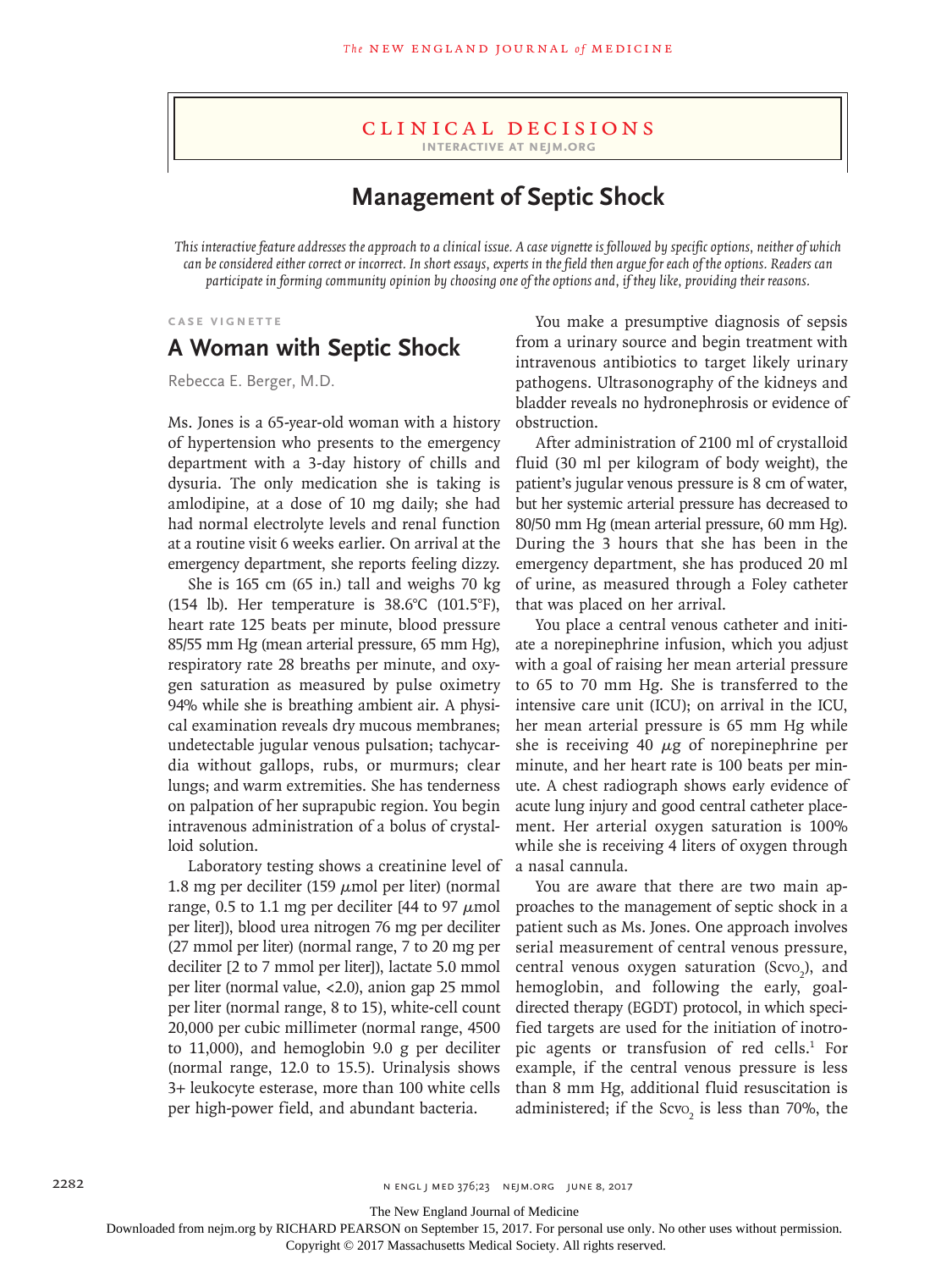# Clinical Decisions

**Interactive at NEJM.org**

## Management of Septic Shock

*This interactive feature addresses the approach to a clinical issue. A case vignette is followed by specific options, neither of which can be considered either correct or incorrect. In short essays, experts in the field then argue for each of the options. Readers can participate in forming community opinion by choosing one of the options and, if they like, providing their reasons.*

### Case Vignette

## A Woman with Septic Shock

Rebecca E. Berger, M.D.

Ms. Jones is a 65-year-old woman with a history of hypertension who presents to the emergency department with a 3-day history of chills and dysuria. The only medication she is taking is amlodipine, at a dose of 10 mg daily; she had had normal electrolyte levels and renal function at a routine visit 6 weeks earlier. On arrival at the emergency department, she reports feeling dizzy.

She is 165 cm (65 in.) tall and weighs 70 kg (154 lb). Her temperature is 38.6°C (101.5°F), heart rate 125 beats per minute, blood pressure 85/55 mm Hg (mean arterial pressure, 65 mm Hg), respiratory rate 28 breaths per minute, and oxygen saturation as measured by pulse oximetry 94% while she is breathing ambient air. A physical examination reveals dry mucous membranes; undetectable jugular venous pulsation; tachycardia without gallops, rubs, or murmurs; clear lungs; and warm extremities. She has tenderness on palpation of her suprapubic region. You begin intravenous administration of a bolus of crystalloid solution.

Laboratory testing shows a creatinine level of 1.8 mg per deciliter (159 $\mu$mol per liter) (normal range, 0.5 to 1.1 mg per deciliter [44 to 97 $\mu$mol per liter]), blood urea nitrogen 76 mg per deciliter (27 mmol per liter) (normal range, 7 to 20 mg per deciliter [2 to 7 mmol per liter]), lactate 5.0 mmol per liter (normal value, <2.0), anion gap 25 mmol per liter (normal range, 8 to 15), white-cell count 20,000 per cubic millimeter (normal range, 4500 to 11,000), and hemoglobin 9.0 g per deciliter (normal range, 12.0 to 15.5). Urinalysis shows 3+ leukocyte esterase, more than 100 white cells per high-power field, and abundant bacteria.

You make a presumptive diagnosis of sepsis from a urinary source and begin treatment with intravenous antibiotics to target likely urinary pathogens. Ultrasonography of the kidneys and bladder reveals no hydronephrosis or evidence of obstruction.

After administration of 2100 ml of crystalloid fluid (30 ml per kilogram of body weight), the patient's jugular venous pressure is 8 cm of water, but her systemic arterial pressure has decreased to 80/50 mm Hg (mean arterial pressure, 60 mm Hg). During the 3 hours that she has been in the emergency department, she has produced 20 ml of urine, as measured through a Foley catheter that was placed on her arrival.

You place a central venous catheter and initiate a norepinephrine infusion, which you adjust with a goal of raising her mean arterial pressure to 65 to 70 mm Hg. She is transferred to the intensive care unit (ICU); on arrival in the ICU, her mean arterial pressure is 65 mm Hg while she is receiving 40 $\mu$g of norepinephrine per minute, and her heart rate is 100 beats per minute. A chest radiograph shows early evidence of acute lung injury and good central catheter placement. Her arterial oxygen saturation is 100% while she is receiving 4 liters of oxygen through a nasal cannula.

You are aware that there are two main approaches to the management of septic shock in a patient such as Ms. Jones. One approach involves serial measurement of central venous pressure, central venous oxygen saturation ($Scvo_2$), and hemoglobin, and following the early, goal-directed therapy (EGDT) protocol, in which specified targets are used for the initiation of inotropic agents or transfusion of red cells.[1] For example, if the central venous pressure is less than 8 mm Hg, additional fluid resuscitation is administered; if the $Scvo_2$ is less than 70%, the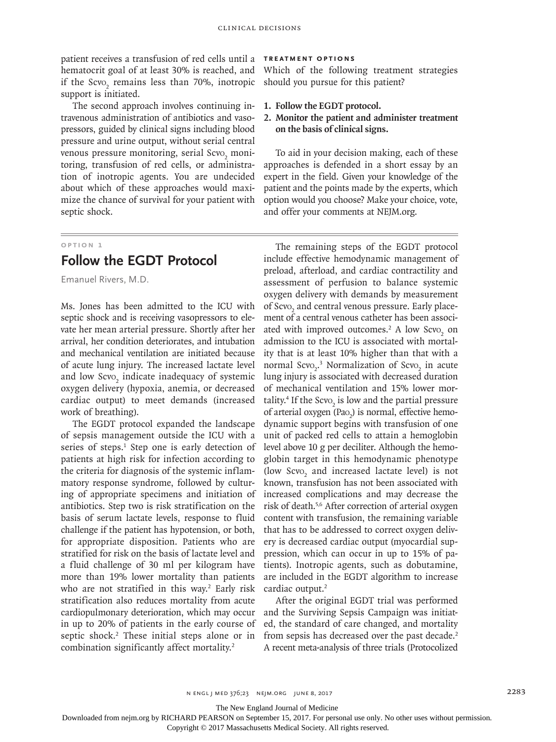patient receives a transfusion of red cells until a hematocrit goal of at least 30% is reached, and if the $Scv_{O_2}$ remains less than 70%, inotropic support is initiated.

The second approach involves continuing intravenous administration of antibiotics and vasopressors, guided by clinical signs including blood pressure and urine output, without serial central venous pressure monitoring, serial $Scv_{O_2}$ monitoring, transfusion of red cells, or administration of inotropic agents. You are undecided about which of these approaches would maximize the chance of survival for your patient with septic shock.

## Treatment Options

Which of the following treatment strategies should you pursue for this patient?

1. **Follow the EGDT protocol.**
2. **Monitor the patient and administer treatment on the basis of clinical signs.**

To aid in your decision making, each of these approaches is defended in a short essay by an expert in the field. Given your knowledge of the patient and the points made by the experts, which option would you choose? Make your choice, vote, and offer your comments at NEJM.org.

---

OPTION 1

## Follow the EGDT Protocol

Emanuel Rivers, M.D.

Ms. Jones has been admitted to the ICU with septic shock and is receiving vasopressors to elevate her mean arterial pressure. Shortly after her arrival, her condition deteriorates, and intubation and mechanical ventilation are initiated because of acute lung injury. The increased lactate level and low $Scv_{O_2}$ indicate inadequacy of systemic oxygen delivery (hypoxia, anemia, or decreased cardiac output) to meet demands (increased work of breathing).

The EGDT protocol expanded the landscape of sepsis management outside the ICU with a series of steps.[1] Step one is early detection of patients at high risk for infection according to the criteria for diagnosis of the systemic inflammatory response syndrome, followed by culturing of appropriate specimens and initiation of antibiotics. Step two is risk stratification on the basis of serum lactate levels, response to fluid challenge if the patient has hypotension, or both, for appropriate disposition. Patients who are stratified for risk on the basis of lactate level and a fluid challenge of 30 ml per kilogram have more than 19% lower mortality than patients who are not stratified in this way.[2] Early risk stratification also reduces mortality from acute cardiopulmonary deterioration, which may occur in up to 20% of patients in the early course of septic shock.[2] These initial steps alone or in combination significantly affect mortality.[2]

The remaining steps of the EGDT protocol include effective hemodynamic management of preload, afterload, and cardiac contractility and assessment of perfusion to balance systemic oxygen delivery with demands by measurement of $Scv_{O_2}$ and central venous pressure. Early placement of a central venous catheter has been associated with improved outcomes.[2] A low $Scv_{O_2}$ on admission to the ICU is associated with mortality that is at least 10% higher than that with a normal $Scv_{O_2}$.[3] Normalization of $Scv_{O_2}$ in acute lung injury is associated with decreased duration of mechanical ventilation and 15% lower mortality.[4] If the $Scv_{O_2}$ is low and the partial pressure of arterial oxygen ($Pa_{O_2}$) is normal, effective hemodynamic support begins with transfusion of one unit of packed red cells to attain a hemoglobin level above 10 g per deciliter. Although the hemoglobin target in this hemodynamic phenotype (low $Scv_{O_2}$ and increased lactate level) is not known, transfusion has not been associated with increased complications and may decrease the risk of death.[5,6] After correction of arterial oxygen content with transfusion, the remaining variable that has to be addressed to correct oxygen delivery is decreased cardiac output (myocardial suppression, which can occur in up to 15% of patients). Inotropic agents, such as dobutamine, are included in the EGDT algorithm to increase cardiac output.[2]

After the original EGDT trial was performed and the Surviving Sepsis Campaign was initiated, the standard of care changed, and mortality from sepsis has decreased over the past decade.[2] A recent meta-analysis of three trials (Protocolized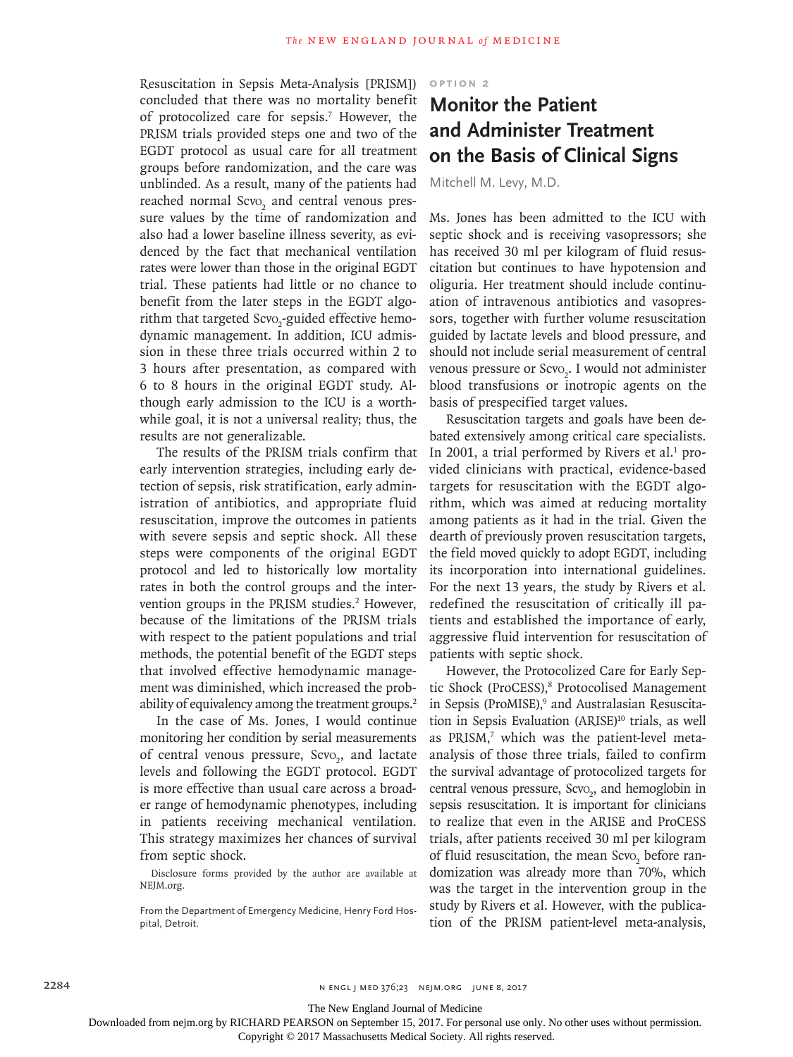Resuscitation in Sepsis Meta-Analysis [PRISM]) concluded that there was no mortality benefit of protocolized care for sepsis.[7] However, the PRISM trials provided steps one and two of the EGDT protocol as usual care for all treatment groups before randomization, and the care was unblinded. As a result, many of the patients had reached normal $Scv_{O_2}$ and central venous pressure values by the time of randomization and also had a lower baseline illness severity, as evidenced by the fact that mechanical ventilation rates were lower than those in the original EGDT trial. These patients had little or no chance to benefit from the later steps in the EGDT algorithm that targeted $Scv_{O_2}$-guided effective hemodynamic management. In addition, ICU admission in these three trials occurred within 2 to 3 hours after presentation, as compared with 6 to 8 hours in the original EGDT study. Although early admission to the ICU is a worthwhile goal, it is not a universal reality; thus, the results are not generalizable.

The results of the PRISM trials confirm that early intervention strategies, including early detection of sepsis, risk stratification, early administration of antibiotics, and appropriate fluid resuscitation, improve the outcomes in patients with severe sepsis and septic shock. All these steps were components of the original EGDT protocol and led to historically low mortality rates in both the control groups and the intervention groups in the PRISM studies.[2] However, because of the limitations of the PRISM trials with respect to the patient populations and trial methods, the potential benefit of the EGDT steps that involved effective hemodynamic management was diminished, which increased the probability of equivalency among the treatment groups.[2]

In the case of Ms. Jones, I would continue monitoring her condition by serial measurements of central venous pressure, $Scv_{O_2}$, and lactate levels and following the EGDT protocol. EGDT is more effective than usual care across a broader range of hemodynamic phenotypes, including in patients receiving mechanical ventilation. This strategy maximizes her chances of survival from septic shock.

Disclosure forms provided by the author are available at NEJM.org.

From the Department of Emergency Medicine, Henry Ford Hospital, Detroit.

OPTION 2

## Monitor the Patient and Administer Treatment on the Basis of Clinical Signs

Mitchell M. Levy, M.D.

Ms. Jones has been admitted to the ICU with septic shock and is receiving vasopressors; she has received 30 ml per kilogram of fluid resuscitation but continues to have hypotension and oliguria. Her treatment should include continuation of intravenous antibiotics and vasopressors, together with further volume resuscitation guided by lactate levels and blood pressure, and should not include serial measurement of central venous pressure or $Scv_{O_2}$. I would not administer blood transfusions or inotropic agents on the basis of prespecified target values.

Resuscitation targets and goals have been debated extensively among critical care specialists. In 2001, a trial performed by Rivers et al.[1] provided clinicians with practical, evidence-based targets for resuscitation with the EGDT algorithm, which was aimed at reducing mortality among patients as it had in the trial. Given the dearth of previously proven resuscitation targets, the field moved quickly to adopt EGDT, including its incorporation into international guidelines. For the next 13 years, the study by Rivers et al. redefined the resuscitation of critically ill patients and established the importance of early, aggressive fluid intervention for resuscitation of patients with septic shock.

However, the Protocolized Care for Early Septic Shock (ProCESS),[8] Protocolised Management in Sepsis (ProMISE),[9] and Australasian Resuscitation in Sepsis Evaluation (ARISE)[10] trials, as well as PRISM,[7] which was the patient-level meta-analysis of those three trials, failed to confirm the survival advantage of protocolized targets for central venous pressure, $Scv_{O_2}$, and hemoglobin in sepsis resuscitation. It is important for clinicians to realize that even in the ARISE and ProCESS trials, after patients received 30 ml per kilogram of fluid resuscitation, the mean $Scv_{O_2}$ before randomization was already more than 70%, which was the target in the intervention group in the study by Rivers et al. However, with the publication of the PRISM patient-level meta-analysis,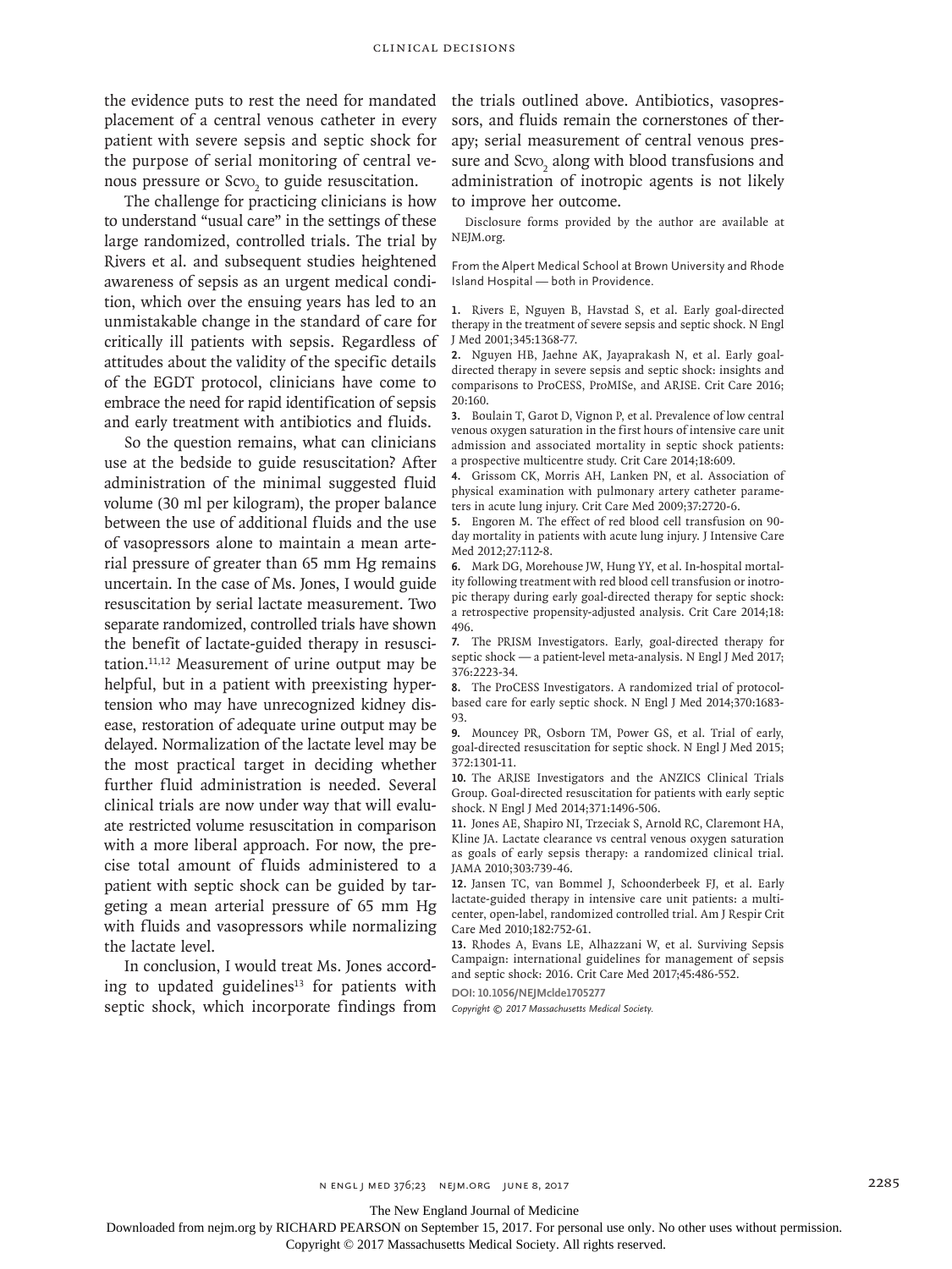the evidence puts to rest the need for mandated placement of a central venous catheter in every patient with severe sepsis and septic shock for the purpose of serial monitoring of central venous pressure or $Scvo_2$ to guide resuscitation.

The challenge for practicing clinicians is how to understand "usual care" in the settings of these large randomized, controlled trials. The trial by Rivers et al. and subsequent studies heightened awareness of sepsis as an urgent medical condition, which over the ensuing years has led to an unmistakable change in the standard of care for critically ill patients with sepsis. Regardless of attitudes about the validity of the specific details of the EGDT protocol, clinicians have come to embrace the need for rapid identification of sepsis and early treatment with antibiotics and fluids.

So the question remains, what can clinicians use at the bedside to guide resuscitation? After administration of the minimal suggested fluid volume (30 ml per kilogram), the proper balance between the use of additional fluids and the use of vasopressors alone to maintain a mean arterial pressure of greater than 65 mm Hg remains uncertain. In the case of Ms. Jones, I would guide resuscitation by serial lactate measurement. Two separate randomized, controlled trials have shown the benefit of lactate-guided therapy in resuscitation.[11,12] Measurement of urine output may be helpful, but in a patient with preexisting hypertension who may have unrecognized kidney disease, restoration of adequate urine output may be delayed. Normalization of the lactate level may be the most practical target in deciding whether further fluid administration is needed. Several clinical trials are now under way that will evaluate restricted volume resuscitation in comparison with a more liberal approach. For now, the precise total amount of fluids administered to a patient with septic shock can be guided by targeting a mean arterial pressure of 65 mm Hg with fluids and vasopressors while normalizing the lactate level.

In conclusion, I would treat Ms. Jones according to updated guidelines[13] for patients with septic shock, which incorporate findings from the trials outlined above. Antibiotics, vasopressors, and fluids remain the cornerstones of therapy; serial measurement of central venous pressure and $Scvo_2$ along with blood transfusions and administration of inotropic agents is not likely to improve her outcome.

Disclosure forms provided by the author are available at NEJM.org.

From the Alpert Medical School at Brown University and Rhode Island Hospital — both in Providence.

1. Rivers E, Nguyen B, Havstad S, et al. Early goal-directed therapy in the treatment of severe sepsis and septic shock. N Engl J Med 2001;345:1368-77.
2. Nguyen HB, Jaehne AK, Jayaprakash N, et al. Early goal-directed therapy in severe sepsis and septic shock: insights and comparisons to ProCESS, ProMISe, and ARISE. Crit Care 2016;20:160.
3. Boulain T, Garot D, Vignon P, et al. Prevalence of low central venous oxygen saturation in the first hours of intensive care unit admission and associated mortality in septic shock patients: a prospective multicentre study. Crit Care 2014;18:609.
4. Grissom CK, Morris AH, Lanken PN, et al. Association of physical examination with pulmonary artery catheter parameters in acute lung injury. Crit Care Med 2009;37:2720-6.
5. Engoren M. The effect of red blood cell transfusion on 90-day mortality in patients with acute lung injury. J Intensive Care Med 2012;27:112-8.
6. Mark DG, Morehouse JW, Hung YY, et al. In-hospital mortality following treatment with red blood cell transfusion or inotropic therapy during early goal-directed therapy for septic shock: a retrospective propensity-adjusted analysis. Crit Care 2014;18:496.
7. The PRISM Investigators. Early, goal-directed therapy for septic shock — a patient-level meta-analysis. N Engl J Med 2017;376:2223-34.
8. The ProCESS Investigators. A randomized trial of protocol-based care for early septic shock. N Engl J Med 2014;370:1683-93.
9. Mouncey PR, Osborn TM, Power GS, et al. Trial of early, goal-directed resuscitation for septic shock. N Engl J Med 2015;372:1301-11.
10. The ARISE Investigators and the ANZICS Clinical Trials Group. Goal-directed resuscitation for patients with early septic shock. N Engl J Med 2014;371:1496-506.
11. Jones AE, Shapiro NI, Trzeciak S, Arnold RC, Claremont HA, Kline JA. Lactate clearance vs central venous oxygen saturation as goals of early sepsis therapy: a randomized clinical trial. JAMA 2010;303:739-46.
12. Jansen TC, van Bommel J, Schoonderbeek FJ, et al. Early lactate-guided therapy in intensive care unit patients: a multicenter, open-label, randomized controlled trial. Am J Respir Crit Care Med 2010;182:752-61.
13. Rhodes A, Evans LE, Alhazzani W, et al. Surviving Sepsis Campaign: international guidelines for management of sepsis and septic shock: 2016. Crit Care Med 2017;45:486-552.

**DOI: 10.1056/NEJMclde1705277**

*Copyright © 2017 Massachusetts Medical Society.*